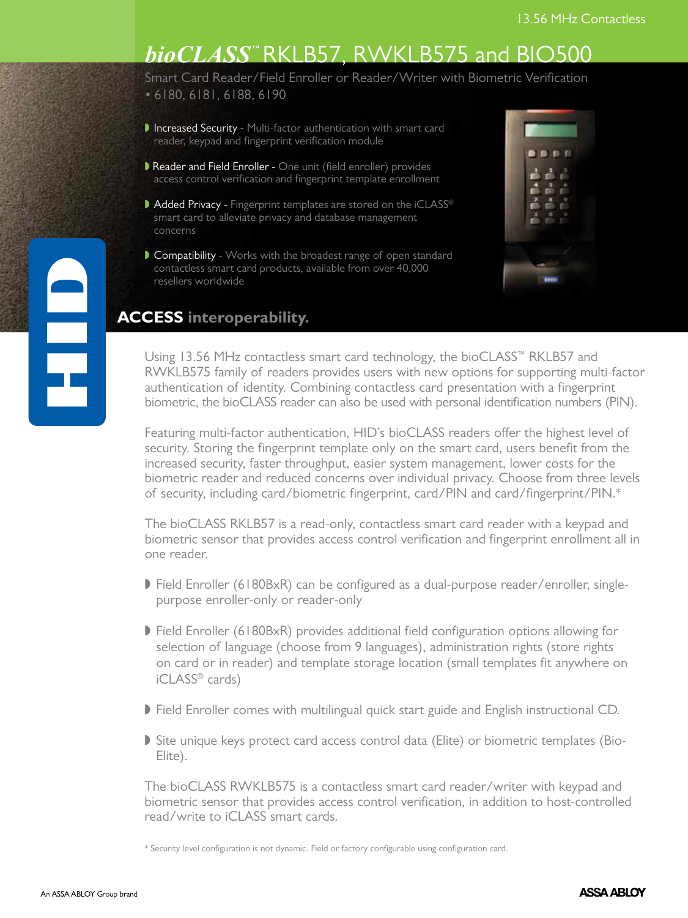13.56 MHz Contactless

# *bioCLASS*™ RKLB57, RWKLB575 and BIO500

Smart Card Reader/Field Enroller or Reader/Writer with Biometric Verification
• 6180, 6181, 6188, 6190

- **Increased Security** - Multi-factor authentication with smart card reader, keypad and fingerprint verification module
- **Reader and Field Enroller** - One unit (field enroller) provides access control verification and fingerprint template enrollment
- **Added Privacy** - Fingerprint templates are stored on the iCLASS® smart card to alleviate privacy and database management concerns
- **Compatibility** - Works with the broadest range of open standard contactless smart card products, available from over 40,000 resellers worldwide

**ACCESS interoperability.**

Using 13.56 MHz contactless smart card technology, the bioCLASS™ RKLB57 and RWKLB575 family of readers provides users with new options for supporting multi-factor authentication of identity. Combining contactless card presentation with a fingerprint biometric, the bioCLASS reader can also be used with personal identification numbers (PIN).

Featuring multi-factor authentication, HID's bioCLASS readers offer the highest level of security. Storing the fingerprint template only on the smart card, users benefit from the increased security, faster throughput, easier system management, lower costs for the biometric reader and reduced concerns over individual privacy. Choose from three levels of security, including card/biometric fingerprint, card/PIN and card/fingerprint/PIN.*

The bioCLASS RKLB57 is a read-only, contactless smart card reader with a keypad and biometric sensor that provides access control verification and fingerprint enrollment all in one reader.

- Field Enroller (6180BxR) can be configured as a dual-purpose reader/enroller, single-purpose enroller-only or reader-only
- Field Enroller (6180BxR) provides additional field configuration options allowing for selection of language (choose from 9 languages), administration rights (store rights on card or in reader) and template storage location (small templates fit anywhere on iCLASS® cards)
- Field Enroller comes with multilingual quick start guide and English instructional CD.
- Site unique keys protect card access control data (Elite) or biometric templates (Bio-Elite).

The bioCLASS RWKLB575 is a contactless smart card reader/writer with keypad and biometric sensor that provides access control verification, in addition to host-controlled read/write to iCLASS smart cards.

* Security level configuration is not dynamic. Field or factory configurable using configuration card.

An ASSA ABLOY Group brand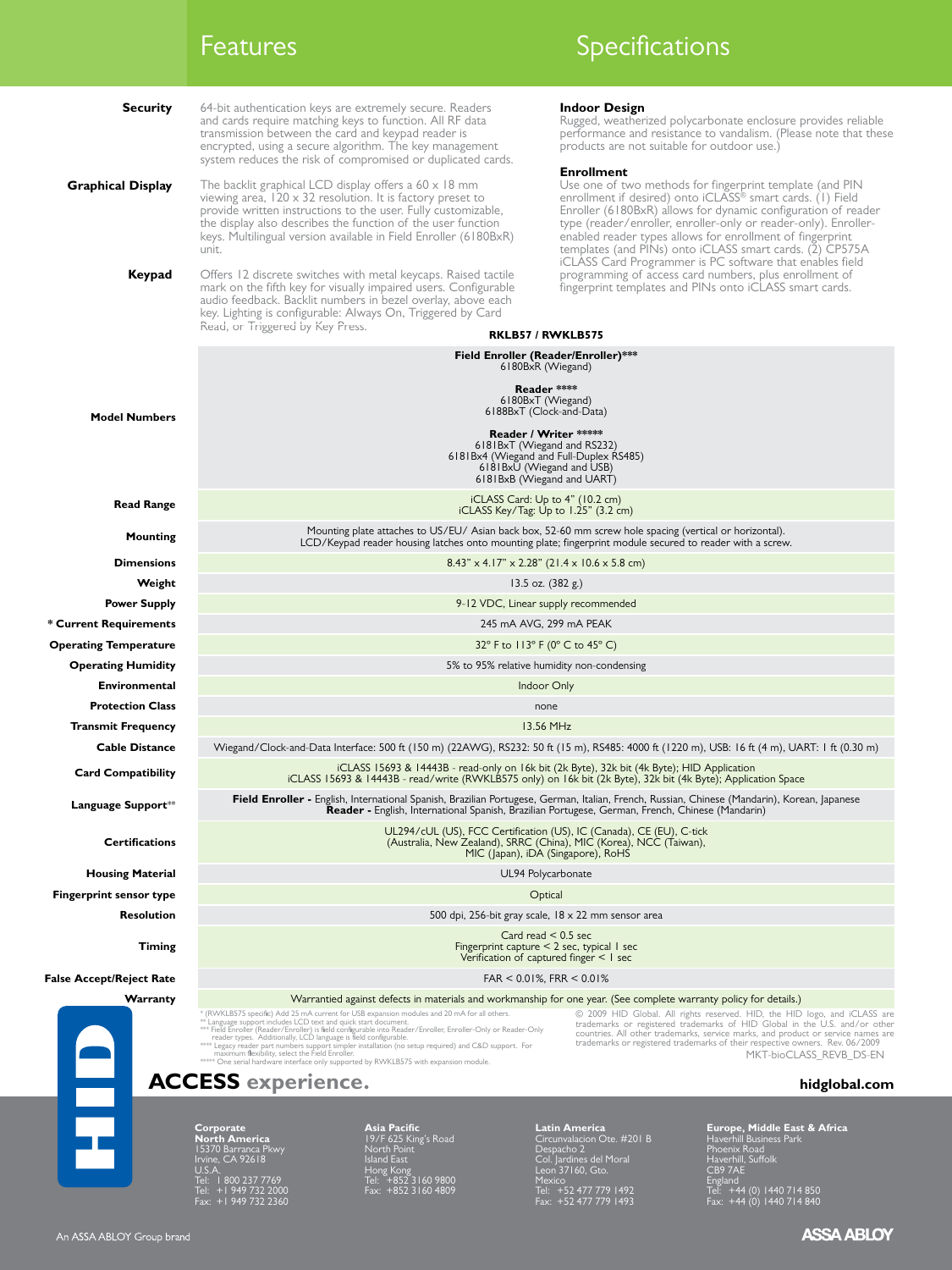# Features

**Security**

64-bit authentication keys are extremely secure. Readers and cards require matching keys to function. All RF data transmission between the card and keypad reader is encrypted, using a secure algorithm. The key management system reduces the risk of compromised or duplicated cards.

**Graphical Display**

The backlit graphical LCD display offers a 60 x 18 mm viewing area, 120 x 32 resolution. It is factory preset to provide written instructions to the user. Fully customizable, the display also describes the function of the user function keys. Multilingual version available in Field Enroller (6180BxR) unit.

**Keypad**

Offers 12 discrete switches with metal keycaps. Raised tactile mark on the fifth key for visually impaired users. Configurable audio feedback. Backlit numbers in bezel overlay, above each key. Lighting is configurable: Always On, Triggered by Card Read, or Triggered by Key Press.

# Specifications

**Indoor Design**

Rugged, weatherized polycarbonate enclosure provides reliable performance and resistance to vandalism. (Please note that these products are not suitable for outdoor use.)

**Enrollment**

Use one of two methods for fingerprint template (and PIN enrollment if desired) onto iCLASS® smart cards. (1) Field Enroller (6180BxR) allows for dynamic configuration of reader type (reader/enroller, enroller-only or reader-only). Enroller-enabled reader types allows for enrollment of fingerprint templates (and PINs) onto iCLASS smart cards. (2) CP575A iCLASS Card Programmer is PC software that enables field programming of access card numbers, plus enrollment of fingerprint templates and PINs onto iCLASS smart cards.

| | RKLB57 / RWKLB575 |
|---|---|
| **Model Numbers** | **Field Enroller (Reader/Enroller)\*\*\*** 6180BxR (Wiegand)<br>**Reader \*\*\*\*** 6180BxT (Wiegand) 6188BxT (Clock-and-Data)<br>**Reader / Writer \*\*\*\*\*** 6181BxT (Wiegand and RS232) 6181Bx4 (Wiegand and Full-Duplex RS485) 6181BxU (Wiegand and USB) 6181BxB (Wiegand and UART) |
| **Read Range** | iCLASS Card: Up to 4" (10.2 cm)<br>iCLASS Key/Tag: Up to 1.25" (3.2 cm) |
| **Mounting** | Mounting plate attaches to US/EU/ Asian back box, 52-60 mm screw hole spacing (vertical or horizontal).<br>LCD/Keypad reader housing latches onto mounting plate; fingerprint module secured to reader with a screw. |
| **Dimensions** | 8.43" x 4.17" x 2.28" (21.4 x 10.6 x 5.8 cm) |
| **Weight** | 13.5 oz. (382 g.) |
| **Power Supply** | 9-12 VDC, Linear supply recommended |
| **\* Current Requirements** | 245 mA AVG, 299 mA PEAK |
| **Operating Temperature** | 32° F to 113° F (0° C to 45° C) |
| **Operating Humidity** | 5% to 95% relative humidity non-condensing |
| **Environmental** | Indoor Only |
| **Protection Class** | none |
| **Transmit Frequency** | 13.56 MHz |
| **Cable Distance** | Wiegand/Clock-and-Data Interface: 500 ft (150 m) (22AWG), RS232: 50 ft (15 m), RS485: 4000 ft (1220 m), USB: 16 ft (4 m), UART: 1 ft (0.30 m) |
| **Card Compatibility** | iCLASS 15693 & 14443B - read-only on 16k bit (2k Byte), 32k bit (4k Byte); HID Application<br>iCLASS 15693 & 14443B - read/write (RWKLB575 only) on 16k bit (2k Byte), 32k bit (4k Byte); Application Space |
| **Language Support\*\*** | **Field Enroller -** English, International Spanish, Brazilian Portugese, German, Italian, French, Russian, Chinese (Mandarin), Korean, Japanese<br>**Reader -** English, International Spanish, Brazilian Portugese, German, French, Chinese (Mandarin) |
| **Certifications** | UL294/cUL (US), FCC Certification (US), IC (Canada), CE (EU), C-tick (Australia, New Zealand), SRRC (China), MIC (Korea), NCC (Taiwan), MIC (Japan), iDA (Singapore), RoHS |
| **Housing Material** | UL94 Polycarbonate |
| **Fingerprint sensor type** | Optical |
| **Resolution** | 500 dpi, 256-bit gray scale, 18 x 22 mm sensor area |
| **Timing** | Card read < 0.5 sec<br>Fingerprint capture < 2 sec, typical 1 sec<br>Verification of captured finger < 1 sec |
| **False Accept/Reject Rate** | FAR < 0.01%, FRR < 0.01% |
| **Warranty** | Warrantied against defects in materials and workmanship for one year. (See complete warranty policy for details.) |

\* (RWKLB575 specific) Add 25 mA current for USB expansion modules and 20 mA for all others.
\*\* Language support includes LCD text and quick start document.
\*\*\* Field Enroller (Reader/Enroller) is field configurable into Reader/Enroller, Enroller-Only or Reader-Only reader types. Additionally, LCD language is field configurable.
\*\*\*\* Legacy reader part numbers support simpler installation (no setup required) and C&D support. For maximum flexibility, select the Field Enroller.
\*\*\*\*\* One serial hardware interface only supported by RWKLB575 with expansion module.

© 2009 HID Global. All rights reserved. HID, the HID logo, and iCLASS are trademarks or registered trademarks of HID Global in the U.S. and/or other countries. All other trademarks, service marks, and product or service names are trademarks or registered trademarks of their respective owners. Rev. 06/2009

MKT-bioCLASS_REVB_DS-EN

**ACCESS experience.**

hidglobal.com

**Corporate**
**North America**
15370 Barranca Pkwy
Irvine, CA 92618
U.S.A.
Tel: 1 800 237 7769
Tel: +1 949 732 2000
Fax: +1 949 732 2360

**Asia Pacific**
19/F 625 King's Road
North Point
Island East
Hong Kong
Tel: +852 3160 9800
Fax: +852 3160 4809

**Latin America**
Circunvalacion Ote. #201 B
Despacho 2
Col. Jardines del Moral
Leon 37160, Gto.
Mexico
Tel: +52 477 779 1492
Fax: +52 477 779 1493

**Europe, Middle East & Africa**
Haverhill Business Park
Phoenix Road
Haverhill, Suffolk
CB9 7AE
England
Tel: +44 (0) 1440 714 850
Fax: +44 (0) 1440 714 840

An ASSA ABLOY Group brand

ASSA ABLOY